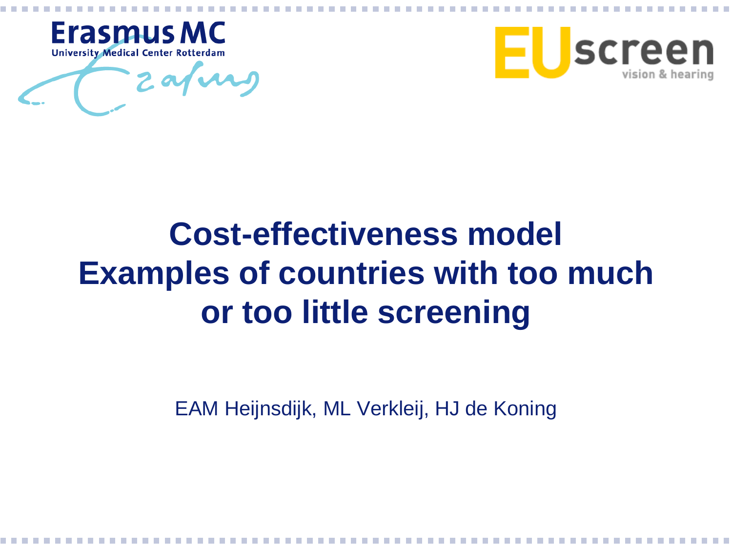# Cost-effectiveness model Examples of countries with too much or too little screening

EAM Heijnsdijk, ML Verkleij, HJ de Koning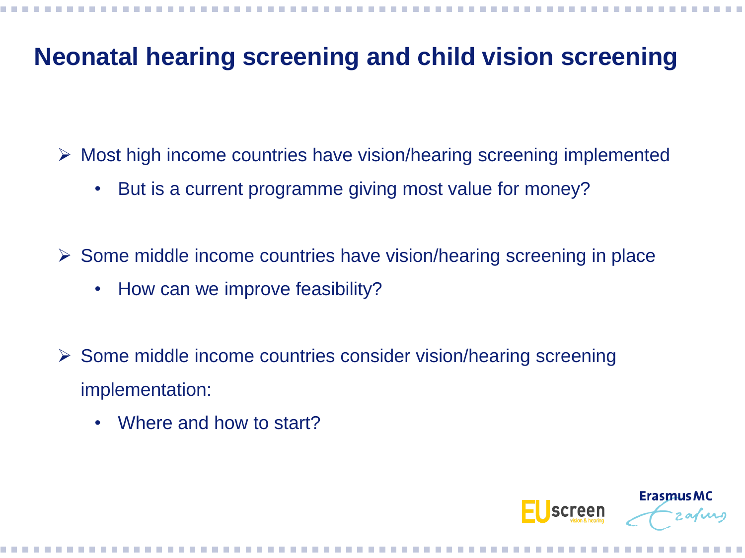# Neonatal hearing screening and child vision screening

- Most high income countries have vision/hearing screening implemented
  - But is a current programme giving most value for money?
- Some middle income countries have vision/hearing screening in place
  - How can we improve feasibility?
- Some middle income countries consider vision/hearing screening implementation:
  - Where and how to start?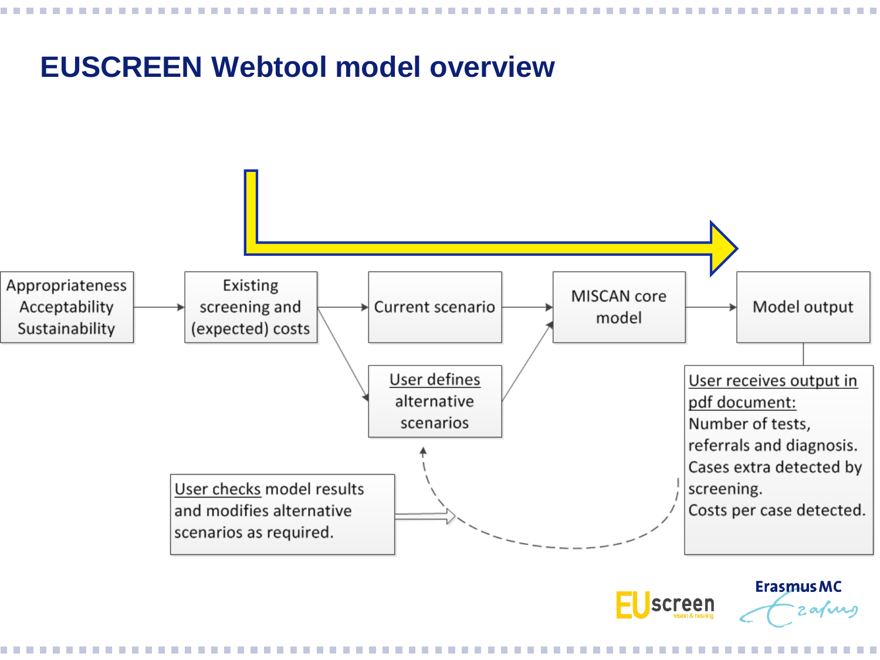# EUSCREEN Webtool model overview

Appropriateness
Acceptability
Sustainability

Existing screening and (expected) costs

Current scenario

User defines alternative scenarios

MISCAN core model

Model output

User receives output in pdf document:
Number of tests, referrals and diagnosis.
Cases extra detected by screening.
Costs per case detected.

User checks model results and modifies alternative scenarios as required.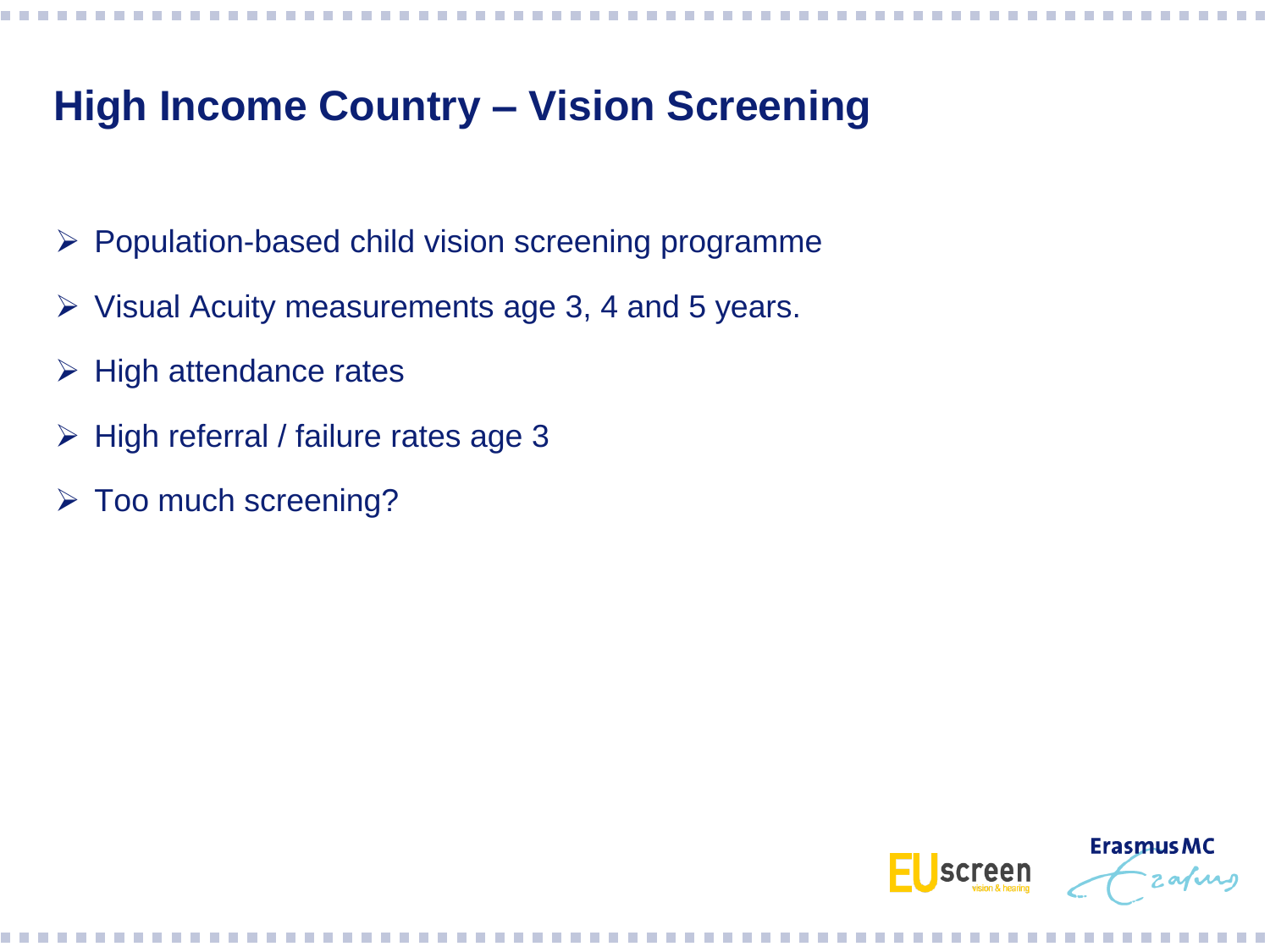# High Income Country – Vision Screening

- Population-based child vision screening programme
- Visual Acuity measurements age 3, 4 and 5 years.
- High attendance rates
- High referral / failure rates age 3
- Too much screening?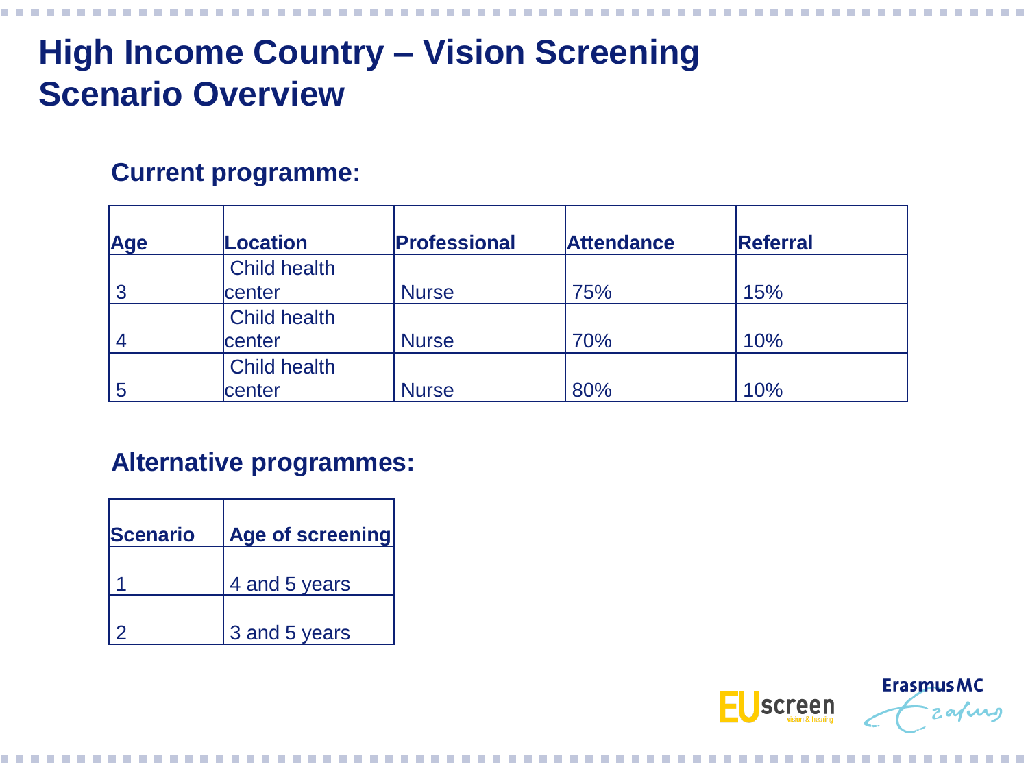# High Income Country – Vision Screening Scenario Overview

## Current programme:

| Age | Location | Professional | Attendance | Referral |
|---|---|---|---|---|
| 3 | Child health center | Nurse | 75% | 15% |
| 4 | Child health center | Nurse | 70% | 10% |
| 5 | Child health center | Nurse | 80% | 10% |

## Alternative programmes:

| Scenario | Age of screening |
|---|---|
| 1 | 4 and 5 years |
| 2 | 3 and 5 years |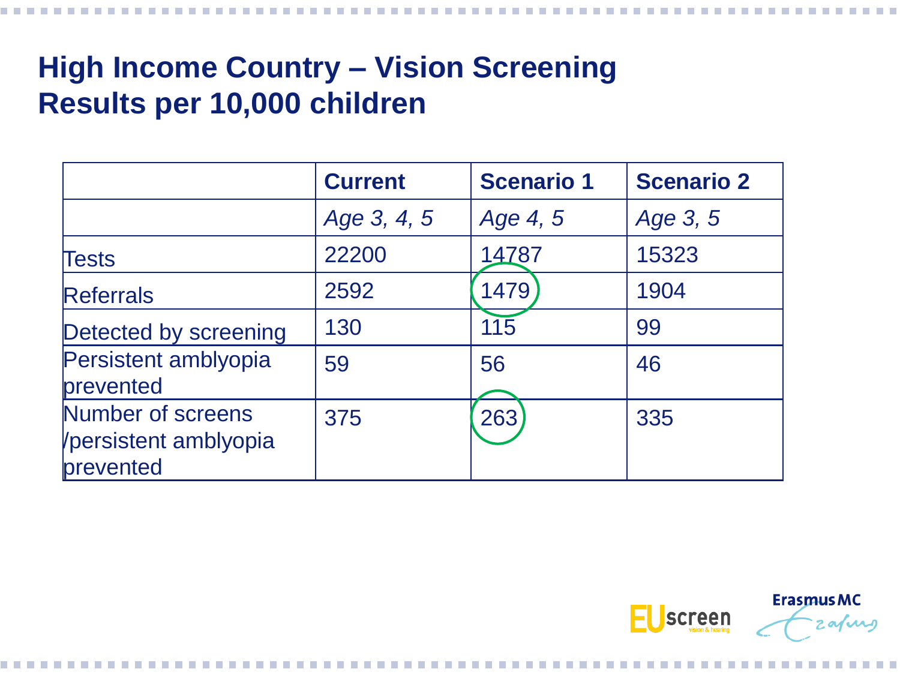# High Income Country – Vision Screening Results per 10,000 children

| | Current | Scenario 1 | Scenario 2 |
|---|---|---|---|
| | *Age 3, 4, 5* | *Age 4, 5* | *Age 3, 5* |
| Tests | 22200 | 14787 | 15323 |
| Referrals | 2592 | 1479 | 1904 |
| Detected by screening | 130 | 115 | 99 |
| Persistent amblyopia prevented | 59 | 56 | 46 |
| Number of screens /persistent amblyopia prevented | 375 | 263 | 335 |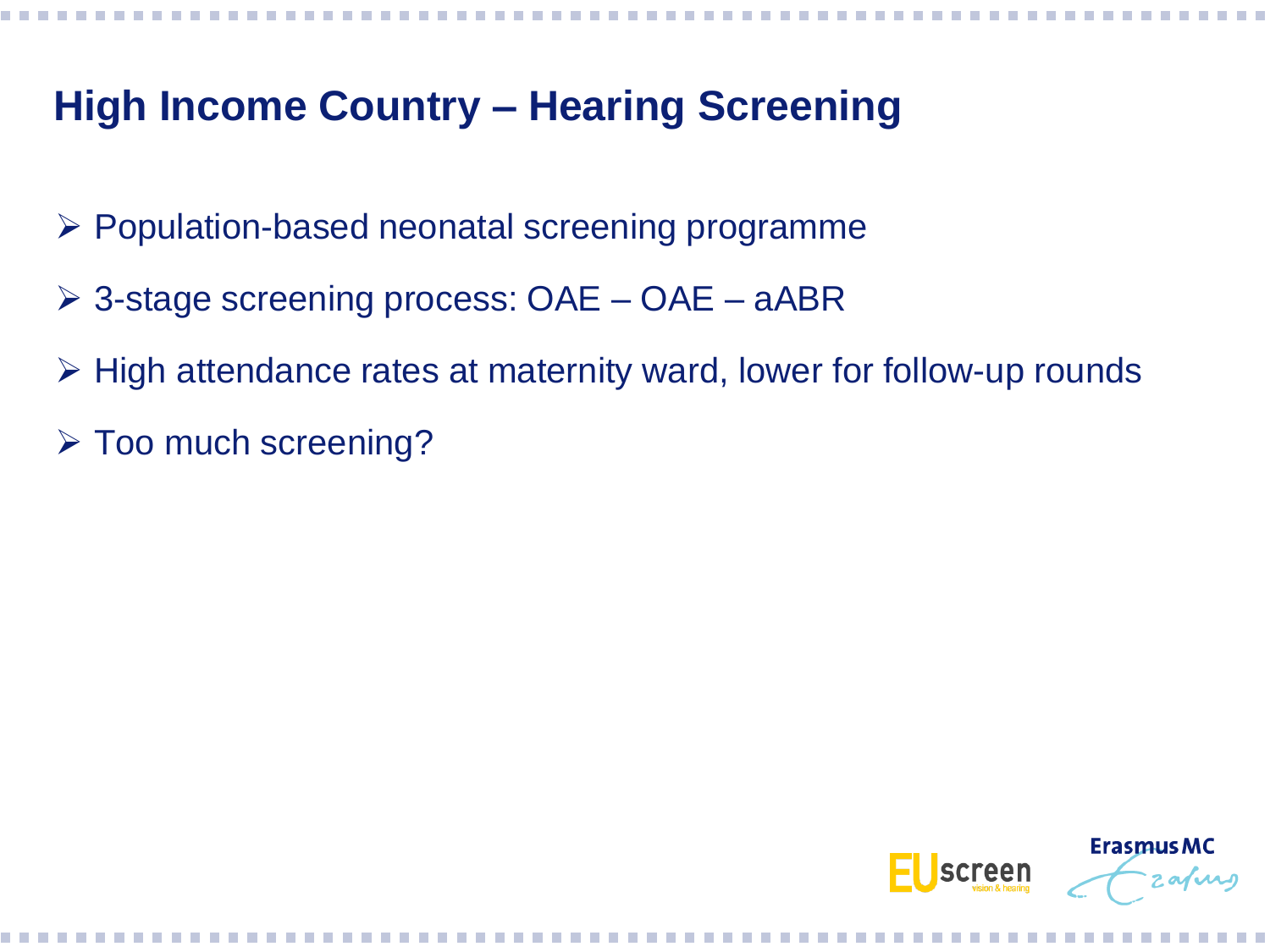# High Income Country – Hearing Screening

- Population-based neonatal screening programme
- 3-stage screening process: OAE – OAE – aABR
- High attendance rates at maternity ward, lower for follow-up rounds
- Too much screening?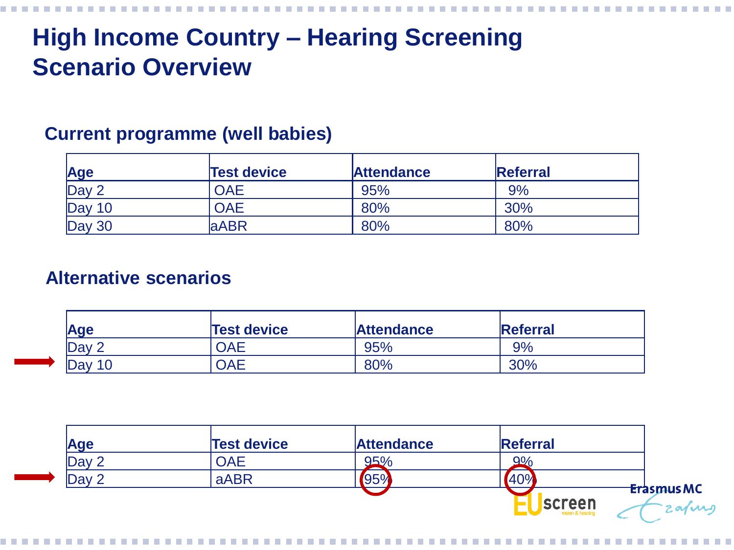# High Income Country – Hearing Screening Scenario Overview

## Current programme (well babies)

| Age | Test device | Attendance | Referral |
|---|---|---|---|
| Day 2 | OAE | 95% | 9% |
| Day 10 | OAE | 80% | 30% |
| Day 30 | aABR | 80% | 80% |

## Alternative scenarios

| Age | Test device | Attendance | Referral |
|---|---|---|---|
| Day 2 | OAE | 95% | 9% |
| Day 10 | OAE | 80% | 30% |

| Age | Test device | Attendance | Referral |
|---|---|---|---|
| Day 2 | OAE | 95% | 9% |
| Day 2 | aABR | 95% | 40% |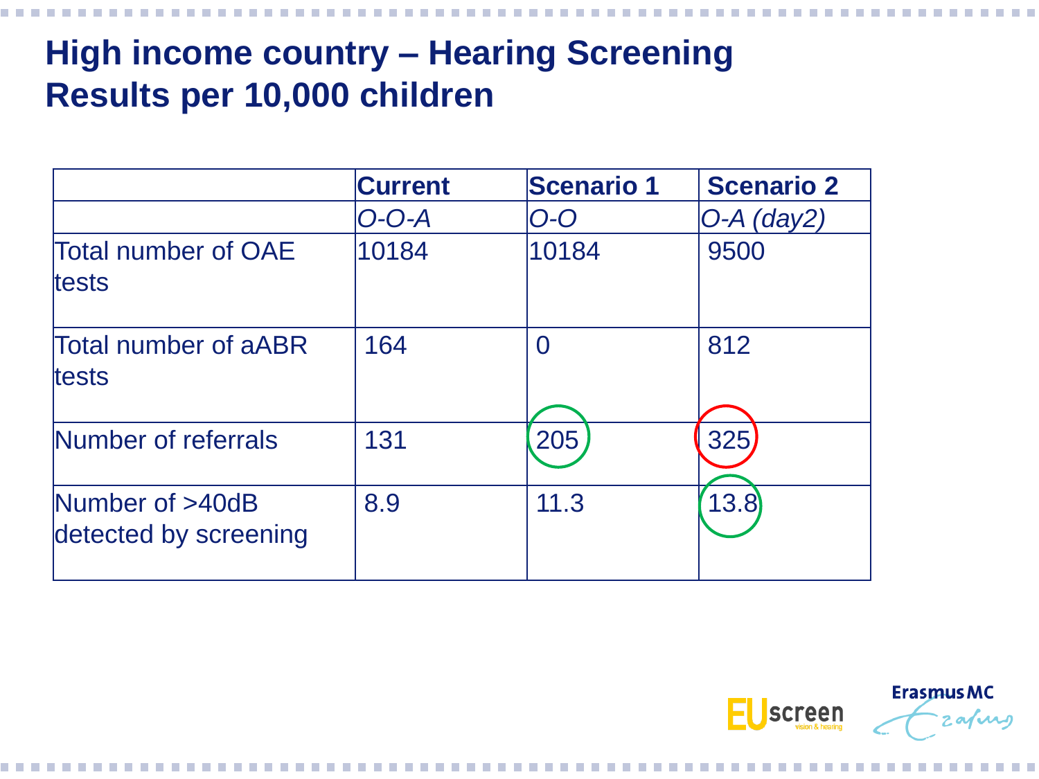# High income country – Hearing Screening Results per 10,000 children

| | **Current** | **Scenario 1** | **Scenario 2** |
|---|---|---|---|
| | *O-O-A* | *O-O* | *O-A (day2)* |
| Total number of OAE tests | 10184 | 10184 | 9500 |
| Total number of aABR tests | 164 | 0 | 812 |
| Number of referrals | 131 | 205 | 325 |
| Number of >40dB detected by screening | 8.9 | 11.3 | 13.8 |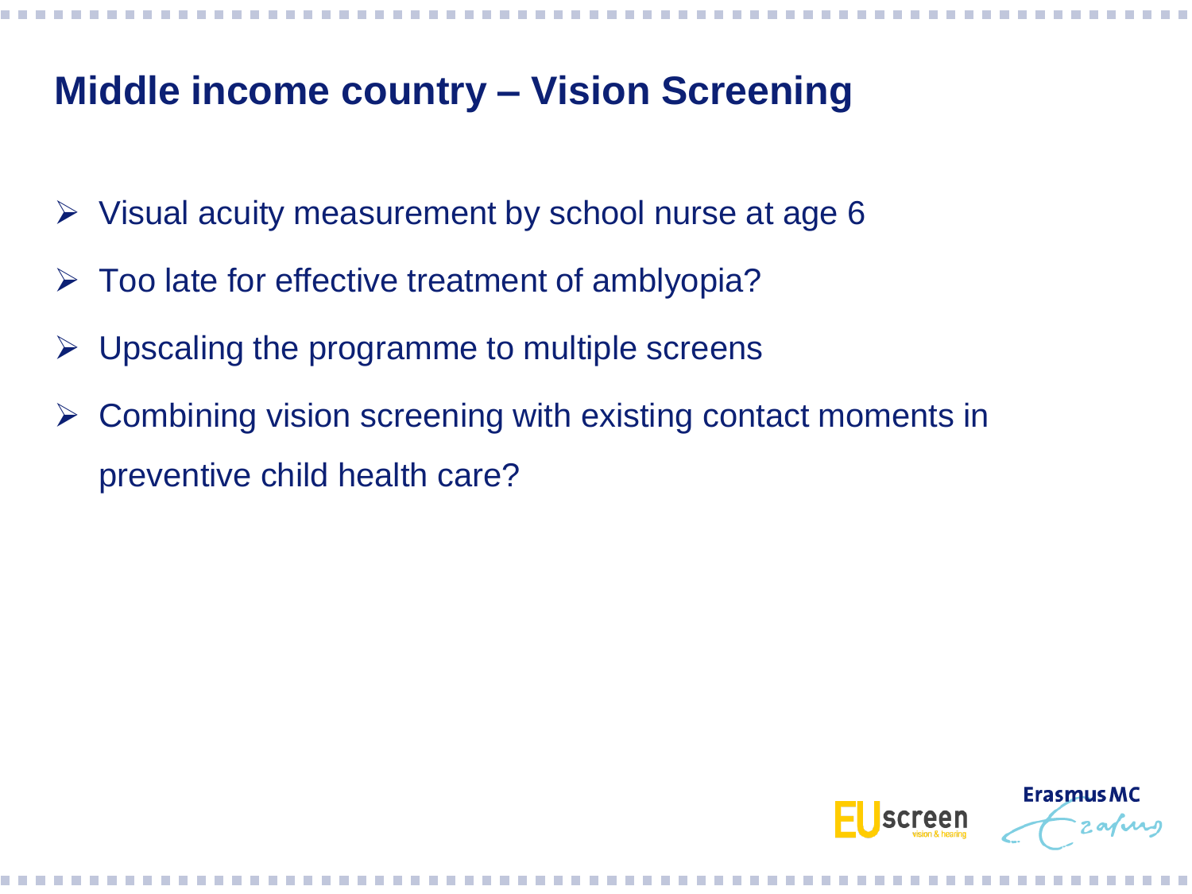# Middle income country – Vision Screening

- Visual acuity measurement by school nurse at age 6
- Too late for effective treatment of amblyopia?
- Upscaling the programme to multiple screens
- Combining vision screening with existing contact moments in preventive child health care?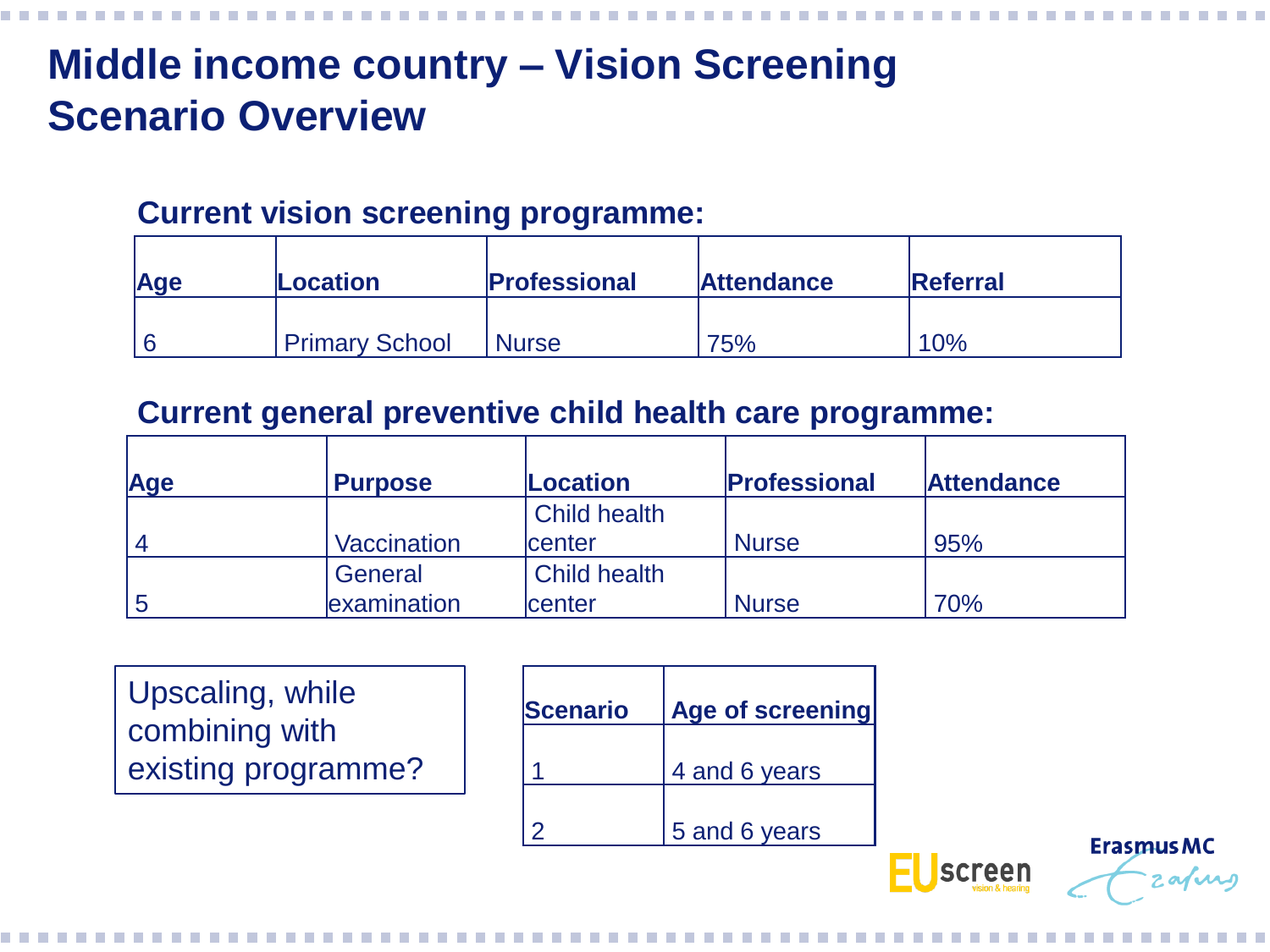# Middle income country – Vision Screening Scenario Overview

**Current vision screening programme:**

| Age | Location | Professional | Attendance | Referral |
|---|---|---|---|---|
| 6 | Primary School | Nurse | 75% | 10% |

**Current general preventive child health care programme:**

| Age | Purpose | Location | Professional | Attendance |
|---|---|---|---|---|
| 4 | Vaccination | Child health center | Nurse | 95% |
| 5 | General examination | Child health center | Nurse | 70% |

Upscaling, while combining with existing programme?

| Scenario | Age of screening |
|---|---|
| 1 | 4 and 6 years |
| 2 | 5 and 6 years |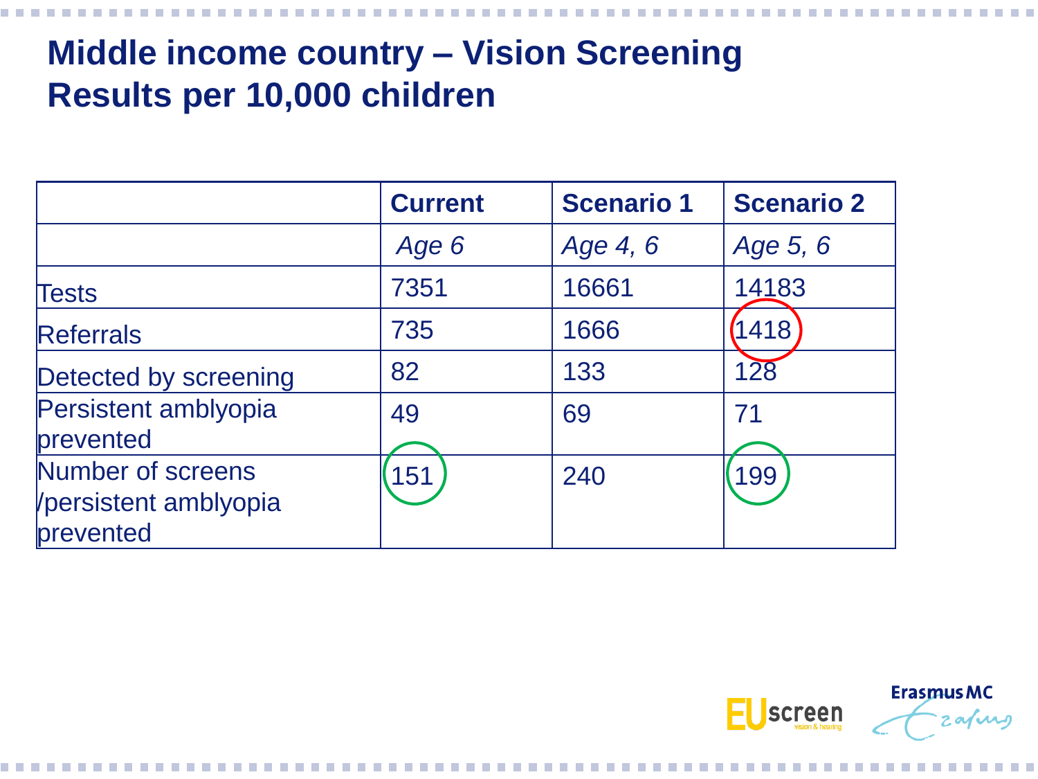# Middle income country – Vision Screening Results per 10,000 children

| | Current | Scenario 1 | Scenario 2 |
|---|---|---|---|
| | *Age 6* | *Age 4, 6* | *Age 5, 6* |
| Tests | 7351 | 16661 | 14183 |
| Referrals | 735 | 1666 | 1418 |
| Detected by screening | 82 | 133 | 128 |
| Persistent amblyopia prevented | 49 | 69 | 71 |
| Number of screens /persistent amblyopia prevented | 151 | 240 | 199 |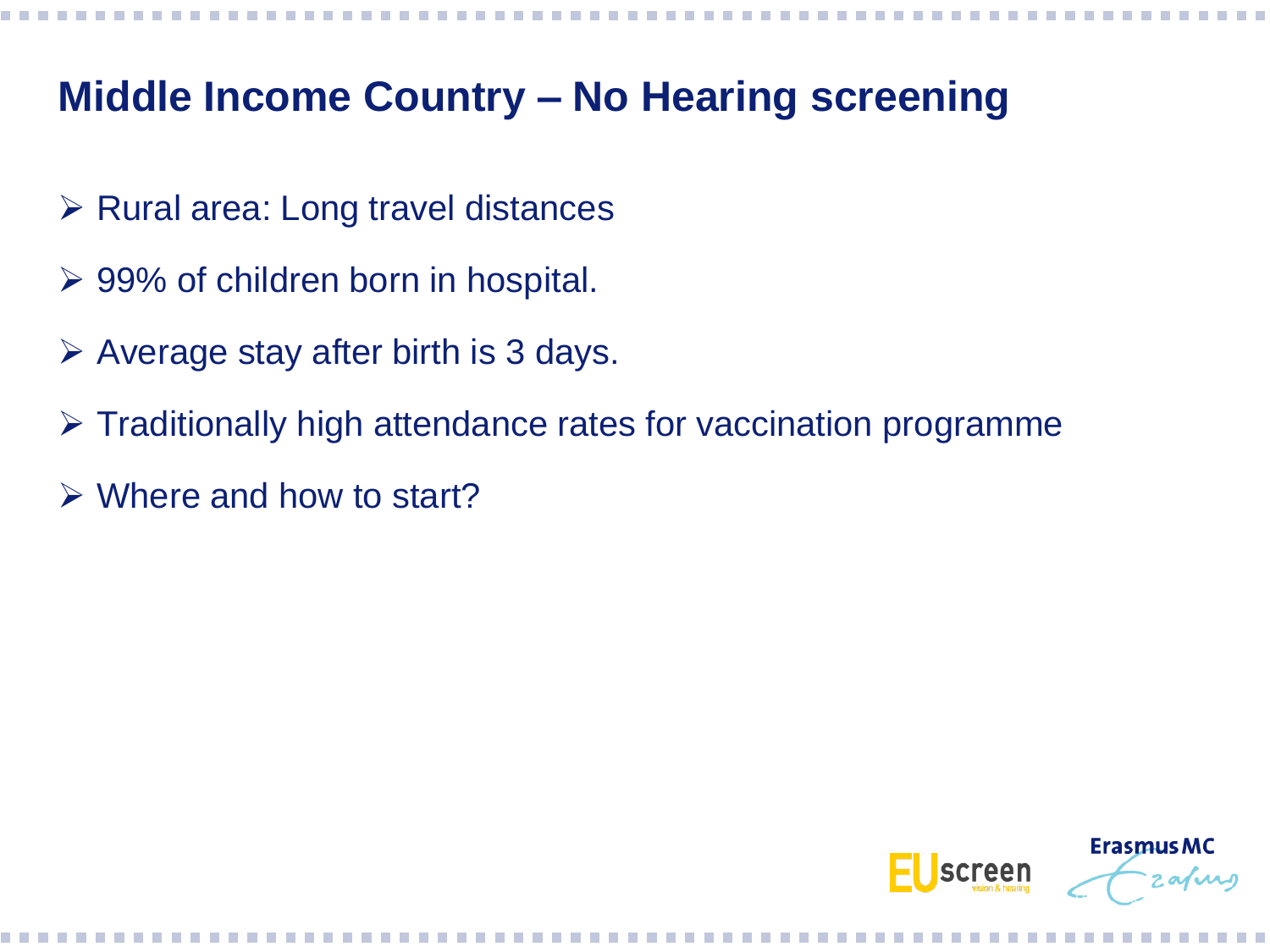# Middle Income Country – No Hearing screening

- Rural area: Long travel distances
- 99% of children born in hospital.
- Average stay after birth is 3 days.
- Traditionally high attendance rates for vaccination programme
- Where and how to start?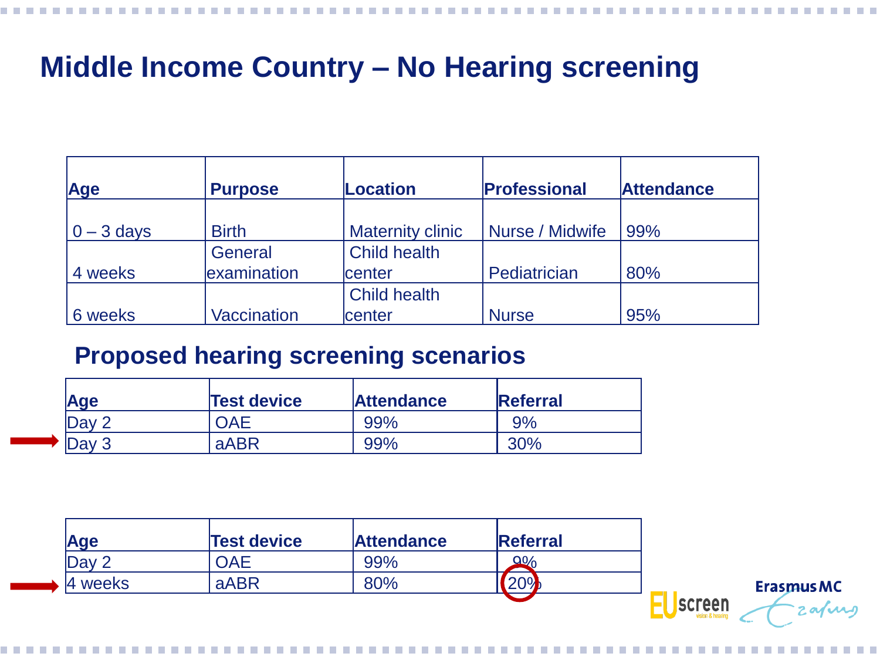# Middle Income Country – No Hearing screening

| Age | Purpose | Location | Professional | Attendance |
|---|---|---|---|---|
| 0 – 3 days | Birth | Maternity clinic | Nurse / Midwife | 99% |
| 4 weeks | General examination | Child health center | Pediatrician | 80% |
| 6 weeks | Vaccination | Child health center | Nurse | 95% |

## Proposed hearing screening scenarios

| Age | Test device | Attendance | Referral |
|---|---|---|---|
| Day 2 | OAE | 99% | 9% |
| Day 3 | aABR | 99% | 30% |

| Age | Test device | Attendance | Referral |
|---|---|---|---|
| Day 2 | OAE | 99% | 9% |
| 4 weeks | aABR | 80% | 20% |

EUscreen vision & hearing

Erasmus MC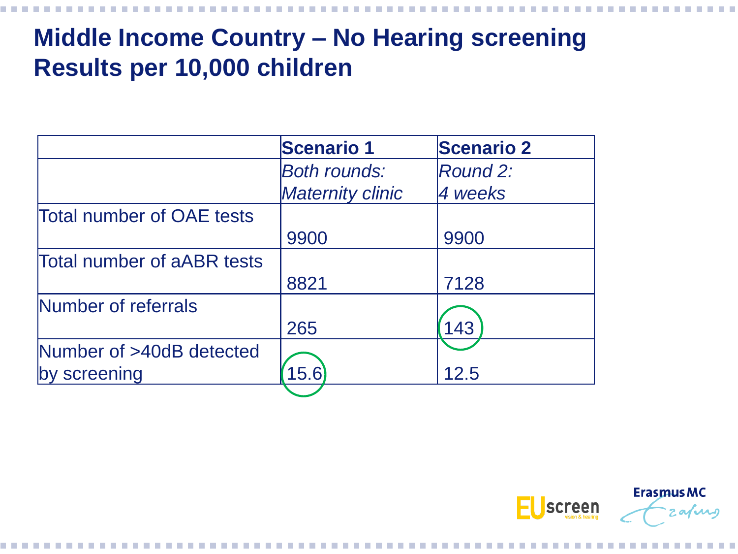# Middle Income Country – No Hearing screening Results per 10,000 children

| | **Scenario 1** | **Scenario 2** |
|---|---|---|
| | *Both rounds: Maternity clinic* | *Round 2: 4 weeks* |
| Total number of OAE tests | 9900 | 9900 |
| Total number of aABR tests | 8821 | 7128 |
| Number of referrals | 265 | 143 |
| Number of >40dB detected by screening | 15.6 | 12.5 |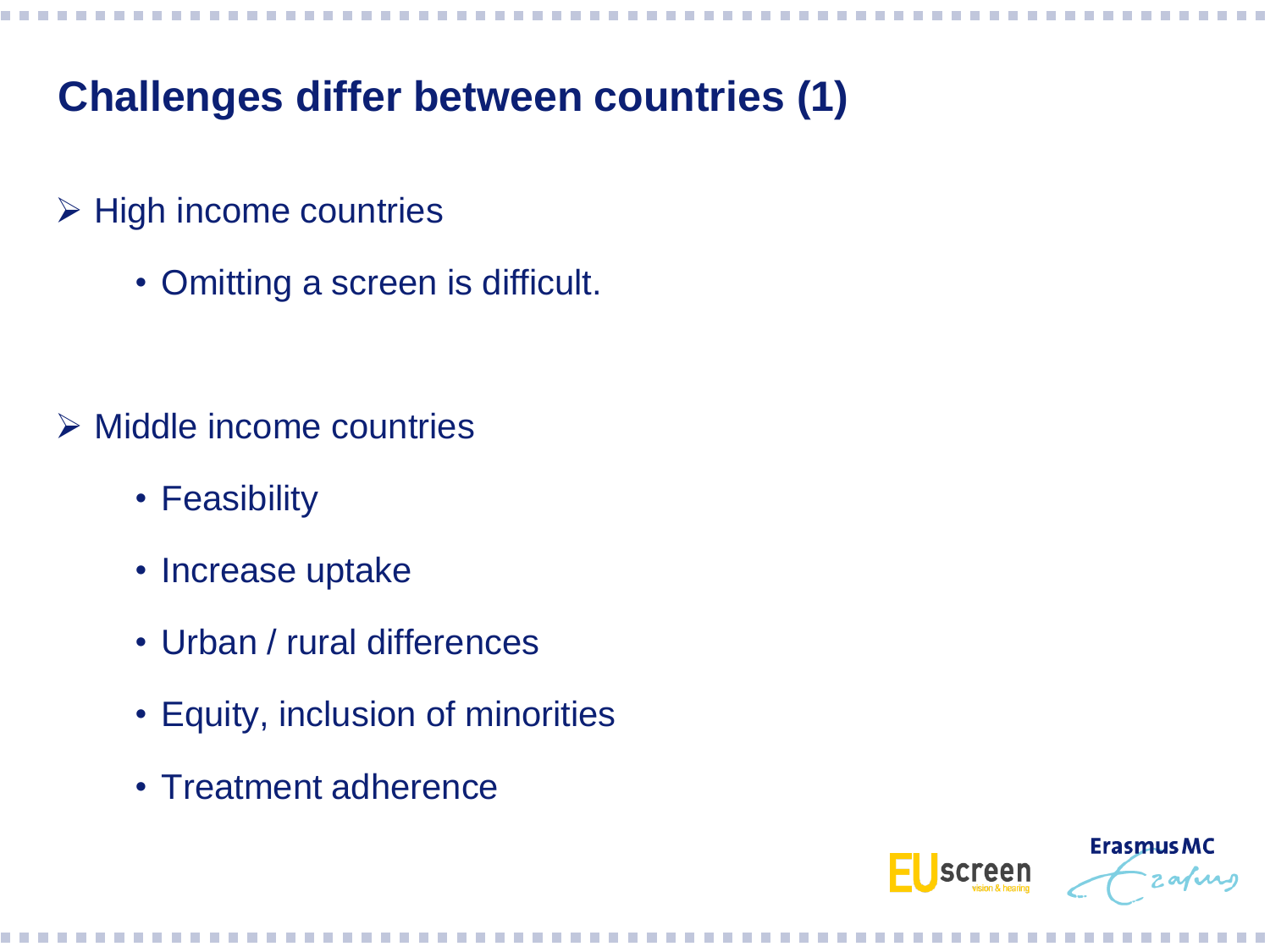# Challenges differ between countries (1)

- High income countries
  - Omitting a screen is difficult.

- Middle income countries
  - Feasibility
  - Increase uptake
  - Urban / rural differences
  - Equity, inclusion of minorities
  - Treatment adherence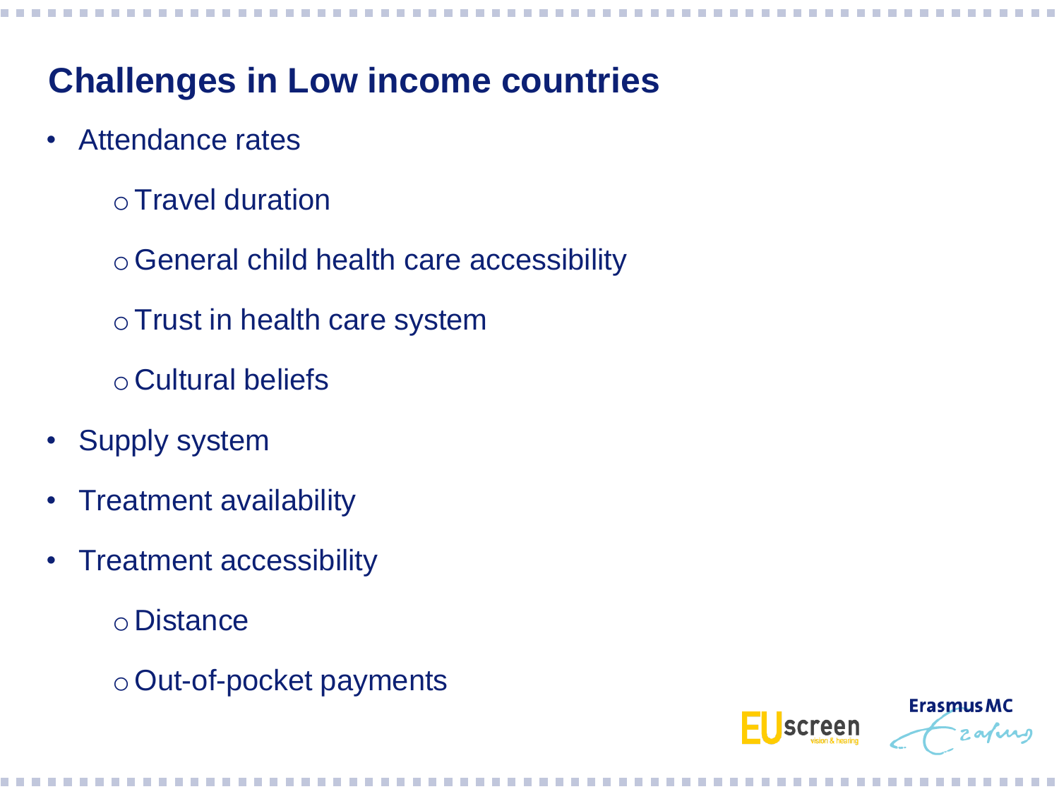# Challenges in Low income countries

- Attendance rates
  - Travel duration
  - General child health care accessibility
  - Trust in health care system
  - Cultural beliefs
- Supply system
- Treatment availability
- Treatment accessibility
  - Distance
  - Out-of-pocket payments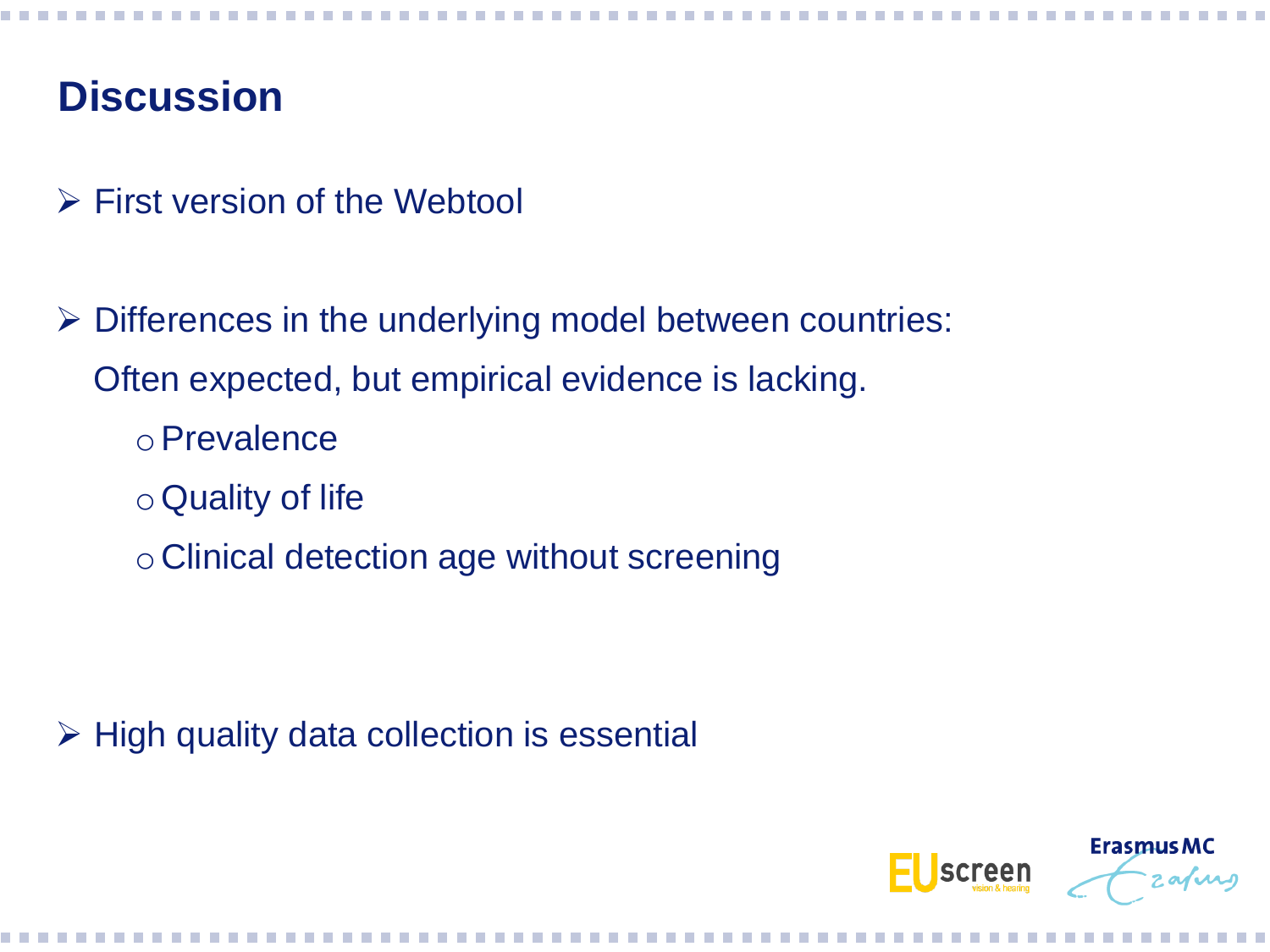# Discussion

- First version of the Webtool

- Differences in the underlying model between countries:
  Often expected, but empirical evidence is lacking.
  - Prevalence
  - Quality of life
  - Clinical detection age without screening

- High quality data collection is essential